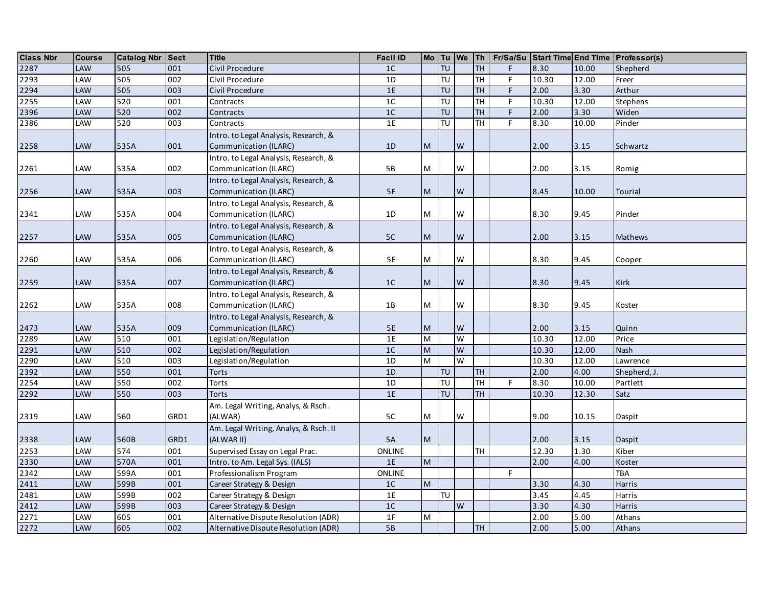| Class Nbr | Course | Catalog Nbr | Sect | Title | Facil ID | Mo | Tu | We | Th | Fr/Sa/Su | Start Time | End Time | Professor(s) |
|---|---|---|---|---|---|---|---|---|---|---|---|---|---|
| 2287 | LAW | 505 | 001 | Civil Procedure | 1C | | TU | | TH | F | 8.30 | 10.00 | Shepherd |
| 2293 | LAW | 505 | 002 | Civil Procedure | 1D | | TU | | TH | F | 10.30 | 12.00 | Freer |
| 2294 | LAW | 505 | 003 | Civil Procedure | 1E | | TU | | TH | F | 2.00 | 3.30 | Arthur |
| 2255 | LAW | 520 | 001 | Contracts | 1C | | TU | | TH | F | 10.30 | 12.00 | Stephens |
| 2396 | LAW | 520 | 002 | Contracts | 1C | | TU | | TH | F | 2.00 | 3.30 | Widen |
| 2386 | LAW | 520 | 003 | Contracts | 1E | | TU | | TH | F | 8.30 | 10.00 | Pinder |
| 2258 | LAW | 535A | 001 | Intro. to Legal Analysis, Research, & Communication (ILARC) | 1D | M | | W | | | 2.00 | 3.15 | Schwartz |
| 2261 | LAW | 535A | 002 | Intro. to Legal Analysis, Research, & Communication (ILARC) | 5B | M | | W | | | 2.00 | 3.15 | Romig |
| 2256 | LAW | 535A | 003 | Intro. to Legal Analysis, Research, & Communication (ILARC) | 5F | M | | W | | | 8.45 | 10.00 | Tourial |
| 2341 | LAW | 535A | 004 | Intro. to Legal Analysis, Research, & Communication (ILARC) | 1D | M | | W | | | 8.30 | 9.45 | Pinder |
| 2257 | LAW | 535A | 005 | Intro. to Legal Analysis, Research, & Communication (ILARC) | 5C | M | | W | | | 2.00 | 3.15 | Mathews |
| 2260 | LAW | 535A | 006 | Intro. to Legal Analysis, Research, & Communication (ILARC) | 5E | M | | W | | | 8.30 | 9.45 | Cooper |
| 2259 | LAW | 535A | 007 | Intro. to Legal Analysis, Research, & Communication (ILARC) | 1C | M | | W | | | 8.30 | 9.45 | Kirk |
| 2262 | LAW | 535A | 008 | Intro. to Legal Analysis, Research, & Communication (ILARC) | 1B | M | | W | | | 8.30 | 9.45 | Koster |
| 2473 | LAW | 535A | 009 | Intro. to Legal Analysis, Research, & Communication (ILARC) | 5E | M | | W | | | 2.00 | 3.15 | Quinn |
| 2289 | LAW | 510 | 001 | Legislation/Regulation | 1E | M | | W | | | 10.30 | 12.00 | Price |
| 2291 | LAW | 510 | 002 | Legislation/Regulation | 1C | M | | W | | | 10.30 | 12.00 | Nash |
| 2290 | LAW | 510 | 003 | Legislation/Regulation | 1D | M | | W | | | 10.30 | 12.00 | Lawrence |
| 2392 | LAW | 550 | 001 | Torts | 1D | | TU | | TH | | 2.00 | 4.00 | Shepherd, J. |
| 2254 | LAW | 550 | 002 | Torts | 1D | | TU | | TH | F | 8.30 | 10.00 | Partlett |
| 2292 | LAW | 550 | 003 | Torts | 1E | | TU | | TH | | 10.30 | 12.30 | Satz |
| 2319 | LAW | 560 | GRD1 | Am. Legal Writing, Analys, & Rsch. (ALWAR) | 5C | M | | W | | | 9.00 | 10.15 | Daspit |
| 2338 | LAW | 560B | GRD1 | Am. Legal Writing, Analys, & Rsch. II (ALWAR II) | 5A | M | | | | | 2.00 | 3.15 | Daspit |
| 2253 | LAW | 574 | 001 | Supervised Essay on Legal Prac. | ONLINE | | | | TH | | 12.30 | 1.30 | Kiber |
| 2330 | LAW | 570A | 001 | Intro. to Am. Legal Sys. (IALS) | 1E | M | | | | | 2.00 | 4.00 | Koster |
| 2342 | LAW | 599A | 001 | Professionalism Program | ONLINE | | | | | F | | | TBA |
| 2411 | LAW | 599B | 001 | Career Strategy & Design | 1C | M | | | | | 3.30 | 4.30 | Harris |
| 2481 | LAW | 599B | 002 | Career Strategy & Design | 1E | | TU | | | | 3.45 | 4.45 | Harris |
| 2412 | LAW | 599B | 003 | Career Strategy & Design | 1C | | | W | | | 3.30 | 4.30 | Harris |
| 2271 | LAW | 605 | 001 | Alternative Dispute Resolution (ADR) | 1F | M | | | | | 2.00 | 5.00 | Athans |
| 2272 | LAW | 605 | 002 | Alternative Dispute Resolution (ADR) | 5B | | | | TH | | 2.00 | 5.00 | Athans |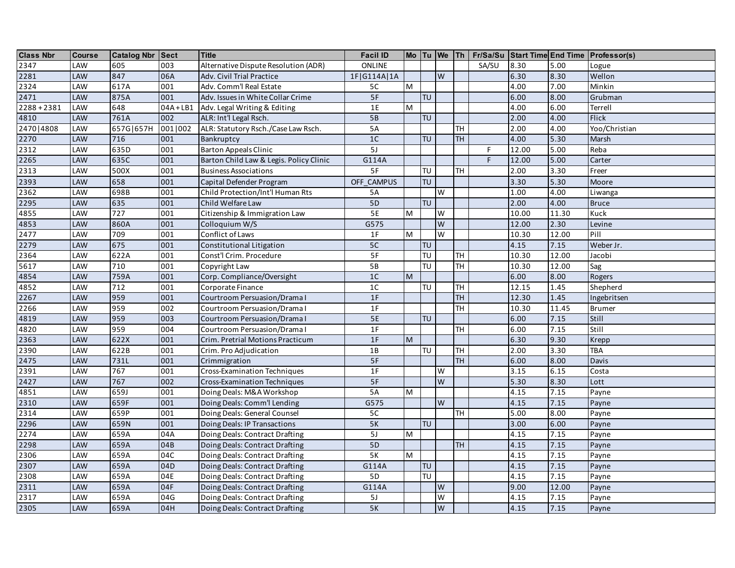| Class Nbr | Course | Catalog Nbr | Sect | Title | Facil ID | Mo | Tu | We | Th | Fr/Sa/Su | Start Time | End Time | Professor(s) |
|---|---|---|---|---|---|---|---|---|---|---|---|---|---|
| 2347 | LAW | 605 | 003 | Alternative Dispute Resolution (ADR) | ONLINE | | | | | SA/SU | 8.30 | 5.00 | Logue |
| 2281 | LAW | 847 | 06A | Adv. Civil Trial Practice | 1F\|G114A\|1A | | | W | | | 6.30 | 8.30 | Wellon |
| 2324 | LAW | 617A | 001 | Adv. Comm'l Real Estate | 5C | M | | | | | 4.00 | 7.00 | Minkin |
| 2471 | LAW | 875A | 001 | Adv. Issues in White Collar Crime | 5F | | TU | | | | 6.00 | 8.00 | Grubman |
| 2288 + 2381 | LAW | 648 | 04A + LB1 | Adv. Legal Writing & Editing | 1E | M | | | | | 4.00 | 6.00 | Terrell |
| 4810 | LAW | 761A | 002 | ALR: Int'l Legal Rsch. | 5B | | TU | | | | 2.00 | 4.00 | Flick |
| 2470\|4808 | LAW | 657G\|657H | 001\|002 | ALR: Statutory Rsch./Case Law Rsch. | 5A | | | | TH | | 2.00 | 4.00 | Yoo/Christian |
| 2270 | LAW | 716 | 001 | Bankruptcy | 1C | | TU | | TH | | 4.00 | 5.30 | Marsh |
| 2312 | LAW | 635D | 001 | Barton Appeals Clinic | 5J | | | | | F | 12.00 | 5.00 | Reba |
| 2265 | LAW | 635C | 001 | Barton Child Law & Legis. Policy Clinic | G114A | | | | | F | 12.00 | 5.00 | Carter |
| 2313 | LAW | 500X | 001 | Business Associations | 5F | | TU | | TH | | 2.00 | 3.30 | Freer |
| 2393 | LAW | 658 | 001 | Capital Defender Program | OFF_CAMPUS | | TU | | | | 3.30 | 5.30 | Moore |
| 2362 | LAW | 698B | 001 | Child Protection/Int'l Human Rts | 5A | | | W | | | 1.00 | 4.00 | Liwanga |
| 2295 | LAW | 635 | 001 | Child Welfare Law | 5D | | TU | | | | 2.00 | 4.00 | Bruce |
| 4855 | LAW | 727 | 001 | Citizenship & Immigration Law | 5E | M | | W | | | 10.00 | 11.30 | Kuck |
| 4853 | LAW | 860A | 001 | Colloquium W/S | G575 | | | W | | | 12.00 | 2.30 | Levine |
| 2477 | LAW | 709 | 001 | Conflict of Laws | 1F | M | | W | | | 10.30 | 12.00 | Pill |
| 2279 | LAW | 675 | 001 | Constitutional Litigation | 5C | | TU | | | | 4.15 | 7.15 | Weber Jr. |
| 2364 | LAW | 622A | 001 | Const'l Crim. Procedure | 5F | | TU | | TH | | 10.30 | 12.00 | Jacobi |
| 5617 | LAW | 710 | 001 | Copyright Law | 5B | | TU | | TH | | 10.30 | 12.00 | Sag |
| 4854 | LAW | 759A | 001 | Corp. Compliance/Oversight | 1C | M | | | | | 6.00 | 8.00 | Rogers |
| 4852 | LAW | 712 | 001 | Corporate Finance | 1C | | TU | | TH | | 12.15 | 1.45 | Shepherd |
| 2267 | LAW | 959 | 001 | Courtroom Persuasion/Drama I | 1F | | | | TH | | 12.30 | 1.45 | Ingebritsen |
| 2266 | LAW | 959 | 002 | Courtroom Persuasion/Drama I | 1F | | | | TH | | 10.30 | 11.45 | Brumer |
| 4819 | LAW | 959 | 003 | Courtroom Persuasion/Drama I | 5E | | TU | | | | 6.00 | 7.15 | Still |
| 4820 | LAW | 959 | 004 | Courtroom Persuasion/Drama I | 1F | | | | TH | | 6.00 | 7.15 | Still |
| 2363 | LAW | 622X | 001 | Crim. Pretrial Motions Practicum | 1F | M | | | | | 6.30 | 9.30 | Krepp |
| 2390 | LAW | 622B | 001 | Crim. Pro Adjudication | 1B | | TU | | TH | | 2.00 | 3.30 | TBA |
| 2475 | LAW | 731L | 001 | Crimmigration | 5F | | | | TH | | 6.00 | 8.00 | Davis |
| 2391 | LAW | 767 | 001 | Cross-Examination Techniques | 1F | | | W | | | 3.15 | 6.15 | Costa |
| 2427 | LAW | 767 | 002 | Cross-Examination Techniques | 5F | | | W | | | 5.30 | 8.30 | Lott |
| 4851 | LAW | 659J | 001 | Doing Deals: M&A Workshop | 5A | M | | | | | 4.15 | 7.15 | Payne |
| 2310 | LAW | 659F | 001 | Doing Deals: Comm'l Lending | G575 | | | W | | | 4.15 | 7.15 | Payne |
| 2314 | LAW | 659P | 001 | Doing Deals: General Counsel | 5C | | | | TH | | 5.00 | 8.00 | Payne |
| 2296 | LAW | 659N | 001 | Doing Deals: IP Transactions | 5K | | TU | | | | 3.00 | 6.00 | Payne |
| 2274 | LAW | 659A | 04A | Doing Deals: Contract Drafting | 5J | M | | | | | 4.15 | 7.15 | Payne |
| 2298 | LAW | 659A | 04B | Doing Deals: Contract Drafting | 5D | | | | TH | | 4.15 | 7.15 | Payne |
| 2306 | LAW | 659A | 04C | Doing Deals: Contract Drafting | 5K | M | | | | | 4.15 | 7.15 | Payne |
| 2307 | LAW | 659A | 04D | Doing Deals: Contract Drafting | G114A | | TU | | | | 4.15 | 7.15 | Payne |
| 2308 | LAW | 659A | 04E | Doing Deals: Contract Drafting | 5D | | TU | | | | 4.15 | 7.15 | Payne |
| 2311 | LAW | 659A | 04F | Doing Deals: Contract Drafting | G114A | | | W | | | 9.00 | 12.00 | Payne |
| 2317 | LAW | 659A | 04G | Doing Deals: Contract Drafting | 5J | | | W | | | 4.15 | 7.15 | Payne |
| 2305 | LAW | 659A | 04H | Doing Deals: Contract Drafting | 5K | | | W | | | 4.15 | 7.15 | Payne |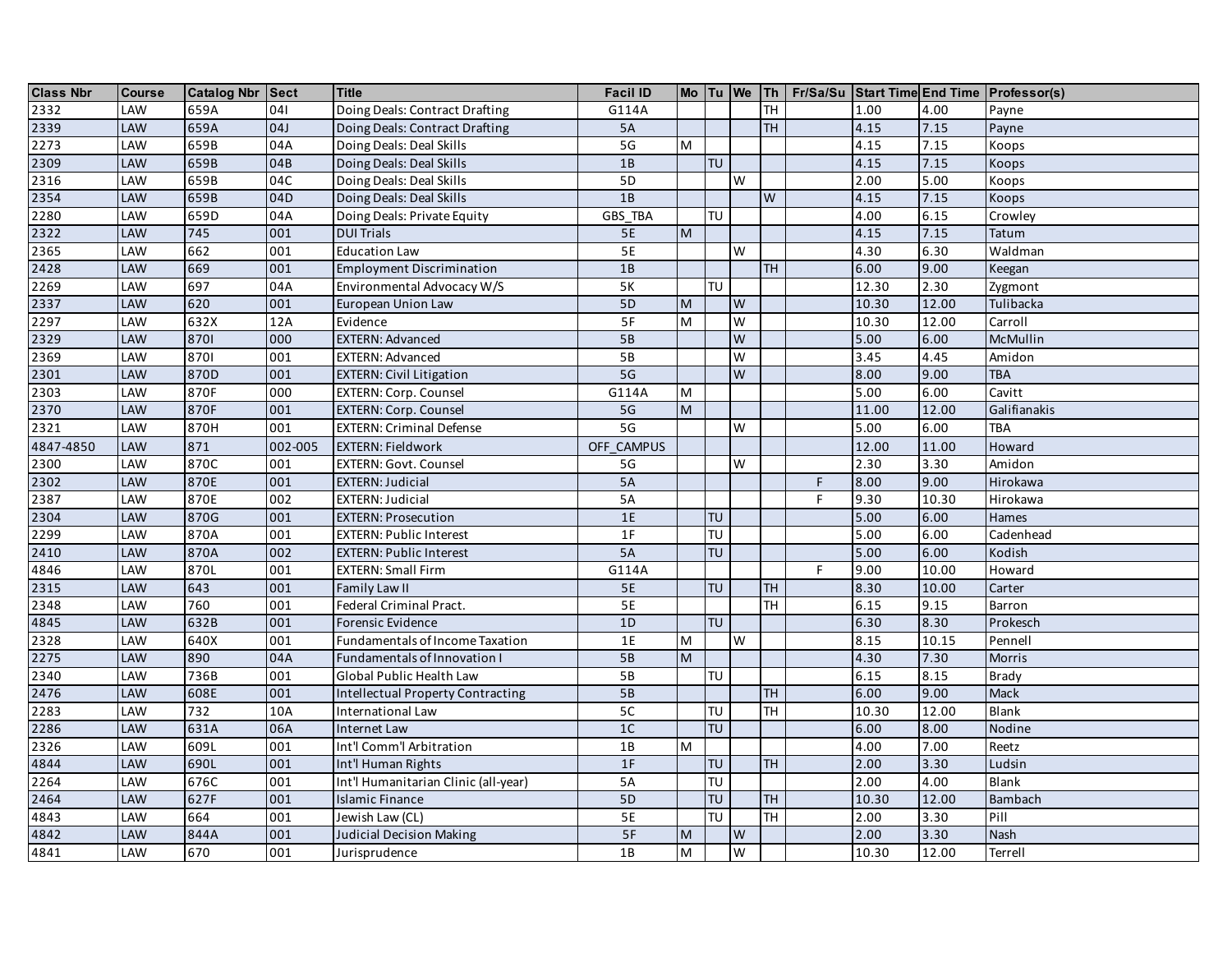| Class Nbr | Course | Catalog Nbr | Sect | Title | Facil ID | Mo | Tu | We | Th | Fr/Sa/Su | Start Time | End Time | Professor(s) |
|---|---|---|---|---|---|---|---|---|---|---|---|---|---|
| 2332 | LAW | 659A | 04I | Doing Deals: Contract Drafting | G114A | | | | TH | | 1.00 | 4.00 | Payne |
| 2339 | LAW | 659A | 04J | Doing Deals: Contract Drafting | 5A | | | | TH | | 4.15 | 7.15 | Payne |
| 2273 | LAW | 659B | 04A | Doing Deals: Deal Skills | 5G | M | | | | | 4.15 | 7.15 | Koops |
| 2309 | LAW | 659B | 04B | Doing Deals: Deal Skills | 1B | | TU | | | | 4.15 | 7.15 | Koops |
| 2316 | LAW | 659B | 04C | Doing Deals: Deal Skills | 5D | | | W | | | 2.00 | 5.00 | Koops |
| 2354 | LAW | 659B | 04D | Doing Deals: Deal Skills | 1B | | | | W | | 4.15 | 7.15 | Koops |
| 2280 | LAW | 659D | 04A | Doing Deals: Private Equity | GBS_TBA | | TU | | | | 4.00 | 6.15 | Crowley |
| 2322 | LAW | 745 | 001 | DUI Trials | 5E | M | | | | | 4.15 | 7.15 | Tatum |
| 2365 | LAW | 662 | 001 | Education Law | 5E | | | W | | | 4.30 | 6.30 | Waldman |
| 2428 | LAW | 669 | 001 | Employment Discrimination | 1B | | | | TH | | 6.00 | 9.00 | Keegan |
| 2269 | LAW | 697 | 04A | Environmental Advocacy W/S | 5K | | TU | | | | 12.30 | 2.30 | Zygmont |
| 2337 | LAW | 620 | 001 | European Union Law | 5D | M | | W | | | 10.30 | 12.00 | Tulibacka |
| 2297 | LAW | 632X | 12A | Evidence | 5F | M | | W | | | 10.30 | 12.00 | Carroll |
| 2329 | LAW | 870I | 000 | EXTERN: Advanced | 5B | | | W | | | 5.00 | 6.00 | McMullin |
| 2369 | LAW | 870I | 001 | EXTERN: Advanced | 5B | | | W | | | 3.45 | 4.45 | Amidon |
| 2301 | LAW | 870D | 001 | EXTERN: Civil Litigation | 5G | | | W | | | 8.00 | 9.00 | TBA |
| 2303 | LAW | 870F | 000 | EXTERN: Corp. Counsel | G114A | M | | | | | 5.00 | 6.00 | Cavitt |
| 2370 | LAW | 870F | 001 | EXTERN: Corp. Counsel | 5G | M | | | | | 11.00 | 12.00 | Galifianakis |
| 2321 | LAW | 870H | 001 | EXTERN: Criminal Defense | 5G | | | W | | | 5.00 | 6.00 | TBA |
| 4847-4850 | LAW | 871 | 002-005 | EXTERN: Fieldwork | OFF_CAMPUS | | | | | | 12.00 | 11.00 | Howard |
| 2300 | LAW | 870C | 001 | EXTERN: Govt. Counsel | 5G | | | W | | | 2.30 | 3.30 | Amidon |
| 2302 | LAW | 870E | 001 | EXTERN: Judicial | 5A | | | | | F | 8.00 | 9.00 | Hirokawa |
| 2387 | LAW | 870E | 002 | EXTERN: Judicial | 5A | | | | | F | 9.30 | 10.30 | Hirokawa |
| 2304 | LAW | 870G | 001 | EXTERN: Prosecution | 1E | | TU | | | | 5.00 | 6.00 | Hames |
| 2299 | LAW | 870A | 001 | EXTERN: Public Interest | 1F | | TU | | | | 5.00 | 6.00 | Cadenhead |
| 2410 | LAW | 870A | 002 | EXTERN: Public Interest | 5A | | TU | | | | 5.00 | 6.00 | Kodish |
| 4846 | LAW | 870L | 001 | EXTERN: Small Firm | G114A | | | | | F | 9.00 | 10.00 | Howard |
| 2315 | LAW | 643 | 001 | Family Law II | 5E | | TU | | TH | | 8.30 | 10.00 | Carter |
| 2348 | LAW | 760 | 001 | Federal Criminal Pract. | 5E | | | | TH | | 6.15 | 9.15 | Barron |
| 4845 | LAW | 632B | 001 | Forensic Evidence | 1D | | TU | | | | 6.30 | 8.30 | Prokesch |
| 2328 | LAW | 640X | 001 | Fundamentals of Income Taxation | 1E | M | | W | | | 8.15 | 10.15 | Pennell |
| 2275 | LAW | 890 | 04A | Fundamentals of Innovation I | 5B | M | | | | | 4.30 | 7.30 | Morris |
| 2340 | LAW | 736B | 001 | Global Public Health Law | 5B | | TU | | | | 6.15 | 8.15 | Brady |
| 2476 | LAW | 608E | 001 | Intellectual Property Contracting | 5B | | | | TH | | 6.00 | 9.00 | Mack |
| 2283 | LAW | 732 | 10A | International Law | 5C | | TU | | TH | | 10.30 | 12.00 | Blank |
| 2286 | LAW | 631A | 06A | Internet Law | 1C | | TU | | | | 6.00 | 8.00 | Nodine |
| 2326 | LAW | 609L | 001 | Int'l Comm'l Arbitration | 1B | M | | | | | 4.00 | 7.00 | Reetz |
| 4844 | LAW | 690L | 001 | Int'l Human Rights | 1F | | TU | | TH | | 2.00 | 3.30 | Ludsin |
| 2264 | LAW | 676C | 001 | Int'l Humanitarian Clinic (all-year) | 5A | | TU | | | | 2.00 | 4.00 | Blank |
| 2464 | LAW | 627F | 001 | Islamic Finance | 5D | | TU | | TH | | 10.30 | 12.00 | Bambach |
| 4843 | LAW | 664 | 001 | Jewish Law (CL) | 5E | | TU | | TH | | 2.00 | 3.30 | Pill |
| 4842 | LAW | 844A | 001 | Judicial Decision Making | 5F | M | | W | | | 2.00 | 3.30 | Nash |
| 4841 | LAW | 670 | 001 | Jurisprudence | 1B | M | | W | | | 10.30 | 12.00 | Terrell |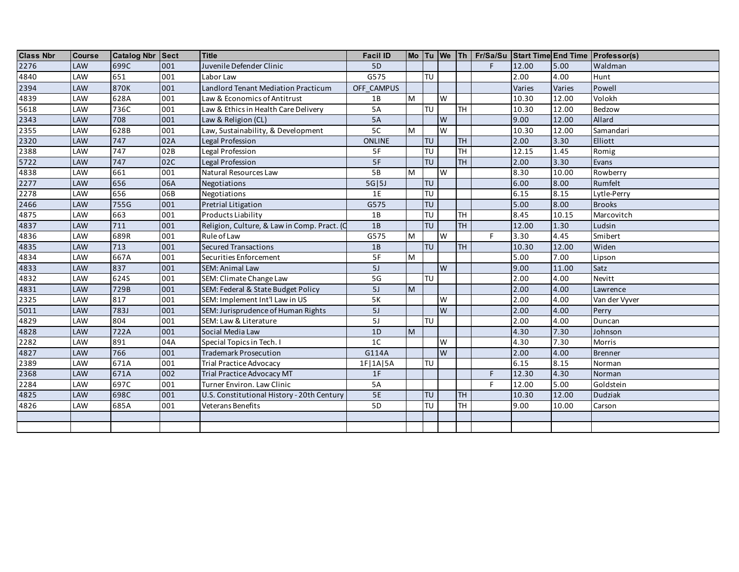| Class Nbr | Course | Catalog Nbr | Sect | Title | Facil ID | Mo | Tu | We | Th | Fr/Sa/Su | Start Time | End Time | Professor(s) |
|---|---|---|---|---|---|---|---|---|---|---|---|---|---|
| 2276 | LAW | 699C | 001 | Juvenile Defender Clinic | 5D | | | | | F | 12.00 | 5.00 | Waldman |
| 4840 | LAW | 651 | 001 | Labor Law | G575 | | TU | | | | 2.00 | 4.00 | Hunt |
| 2394 | LAW | 870K | 001 | Landlord Tenant Mediation Practicum | OFF_CAMPUS | | | | | | Varies | Varies | Powell |
| 4839 | LAW | 628A | 001 | Law & Economics of Antitrust | 1B | M | | W | | | 10.30 | 12.00 | Volokh |
| 5618 | LAW | 736C | 001 | Law & Ethics in Health Care Delivery | 5A | | TU | | TH | | 10.30 | 12.00 | Bedzow |
| 2343 | LAW | 708 | 001 | Law & Religion (CL) | 5A | | | W | | | 9.00 | 12.00 | Allard |
| 2355 | LAW | 628B | 001 | Law, Sustainability, & Development | 5C | M | | W | | | 10.30 | 12.00 | Samandari |
| 2320 | LAW | 747 | 02A | Legal Profession | ONLINE | | TU | | TH | | 2.00 | 3.30 | Elliott |
| 2388 | LAW | 747 | 02B | Legal Profession | 5F | | TU | | TH | | 12.15 | 1.45 | Romig |
| 5722 | LAW | 747 | 02C | Legal Profession | 5F | | TU | | TH | | 2.00 | 3.30 | Evans |
| 4838 | LAW | 661 | 001 | Natural Resources Law | 5B | M | | W | | | 8.30 | 10.00 | Rowberry |
| 2277 | LAW | 656 | 06A | Negotiations | 5G\|5J | | TU | | | | 6.00 | 8.00 | Rumfelt |
| 2278 | LAW | 656 | 06B | Negotiations | 1E | | TU | | | | 6.15 | 8.15 | Lytle-Perry |
| 2466 | LAW | 755G | 001 | Pretrial Litigation | G575 | | TU | | | | 5.00 | 8.00 | Brooks |
| 4875 | LAW | 663 | 001 | Products Liability | 1B | | TU | | TH | | 8.45 | 10.15 | Marcovitch |
| 4837 | LAW | 711 | 001 | Religion, Culture, & Law in Comp. Pract. (C | 1B | | TU | | TH | | 12.00 | 1.30 | Ludsin |
| 4836 | LAW | 689R | 001 | Rule of Law | G575 | M | | W | | F | 3.30 | 4.45 | Smibert |
| 4835 | LAW | 713 | 001 | Secured Transactions | 1B | | TU | | TH | | 10.30 | 12.00 | Widen |
| 4834 | LAW | 667A | 001 | Securities Enforcement | 5F | M | | | | | 5.00 | 7.00 | Lipson |
| 4833 | LAW | 837 | 001 | SEM: Animal Law | 5J | | | W | | | 9.00 | 11.00 | Satz |
| 4832 | LAW | 624S | 001 | SEM: Climate Change Law | 5G | | TU | | | | 2.00 | 4.00 | Nevitt |
| 4831 | LAW | 729B | 001 | SEM: Federal & State Budget Policy | 5J | M | | | | | 2.00 | 4.00 | Lawrence |
| 2325 | LAW | 817 | 001 | SEM: Implement Int'l Law in US | 5K | | | W | | | 2.00 | 4.00 | Van der Vyver |
| 5011 | LAW | 783J | 001 | SEM: Jurisprudence of Human Rights | 5J | | | W | | | 2.00 | 4.00 | Perry |
| 4829 | LAW | 804 | 001 | SEM: Law & Literature | 5J | | TU | | | | 2.00 | 4.00 | Duncan |
| 4828 | LAW | 722A | 001 | Social Media Law | 1D | M | | | | | 4.30 | 7.30 | Johnson |
| 2282 | LAW | 891 | 04A | Special Topics in Tech. I | 1C | | | W | | | 4.30 | 7.30 | Morris |
| 4827 | LAW | 766 | 001 | Trademark Prosecution | G114A | | | W | | | 2.00 | 4.00 | Brenner |
| 2389 | LAW | 671A | 001 | Trial Practice Advocacy | 1F\|1A\|5A | | TU | | | | 6.15 | 8.15 | Norman |
| 2368 | LAW | 671A | 002 | Trial Practice Advocacy MT | 1F | | | | | F | 12.30 | 4.30 | Norman |
| 2284 | LAW | 697C | 001 | Turner Environ. Law Clinic | 5A | | | | | F | 12.00 | 5.00 | Goldstein |
| 4825 | LAW | 698C | 001 | U.S. Constitutional History - 20th Century | 5E | | TU | | TH | | 10.30 | 12.00 | Dudziak |
| 4826 | LAW | 685A | 001 | Veterans Benefits | 5D | | TU | | TH | | 9.00 | 10.00 | Carson |